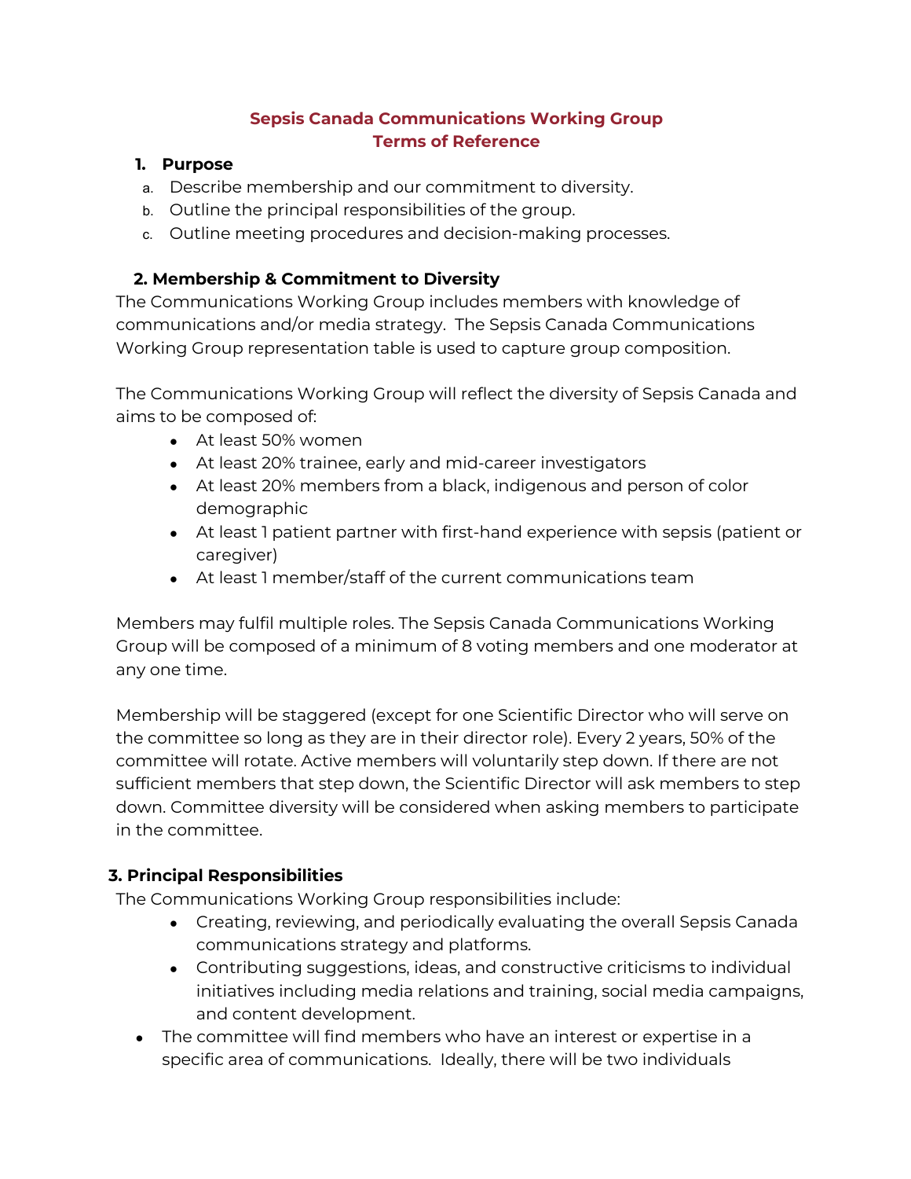# Sepsis Canada Communications Working Group
# Terms of Reference

## 1. Purpose

a. Describe membership and our commitment to diversity.
b. Outline the principal responsibilities of the group.
c. Outline meeting procedures and decision-making processes.

## 2. Membership & Commitment to Diversity

The Communications Working Group includes members with knowledge of communications and/or media strategy. The Sepsis Canada Communications Working Group representation table is used to capture group composition.

The Communications Working Group will reflect the diversity of Sepsis Canada and aims to be composed of:

- At least 50% women
- At least 20% trainee, early and mid-career investigators
- At least 20% members from a black, indigenous and person of color demographic
- At least 1 patient partner with first-hand experience with sepsis (patient or caregiver)
- At least 1 member/staff of the current communications team

Members may fulfil multiple roles. The Sepsis Canada Communications Working Group will be composed of a minimum of 8 voting members and one moderator at any one time.

Membership will be staggered (except for one Scientific Director who will serve on the committee so long as they are in their director role). Every 2 years, 50% of the committee will rotate. Active members will voluntarily step down. If there are not sufficient members that step down, the Scientific Director will ask members to step down. Committee diversity will be considered when asking members to participate in the committee.

## 3. Principal Responsibilities

The Communications Working Group responsibilities include:

- Creating, reviewing, and periodically evaluating the overall Sepsis Canada communications strategy and platforms.
- Contributing suggestions, ideas, and constructive criticisms to individual initiatives including media relations and training, social media campaigns, and content development.
- The committee will find members who have an interest or expertise in a specific area of communications. Ideally, there will be two individuals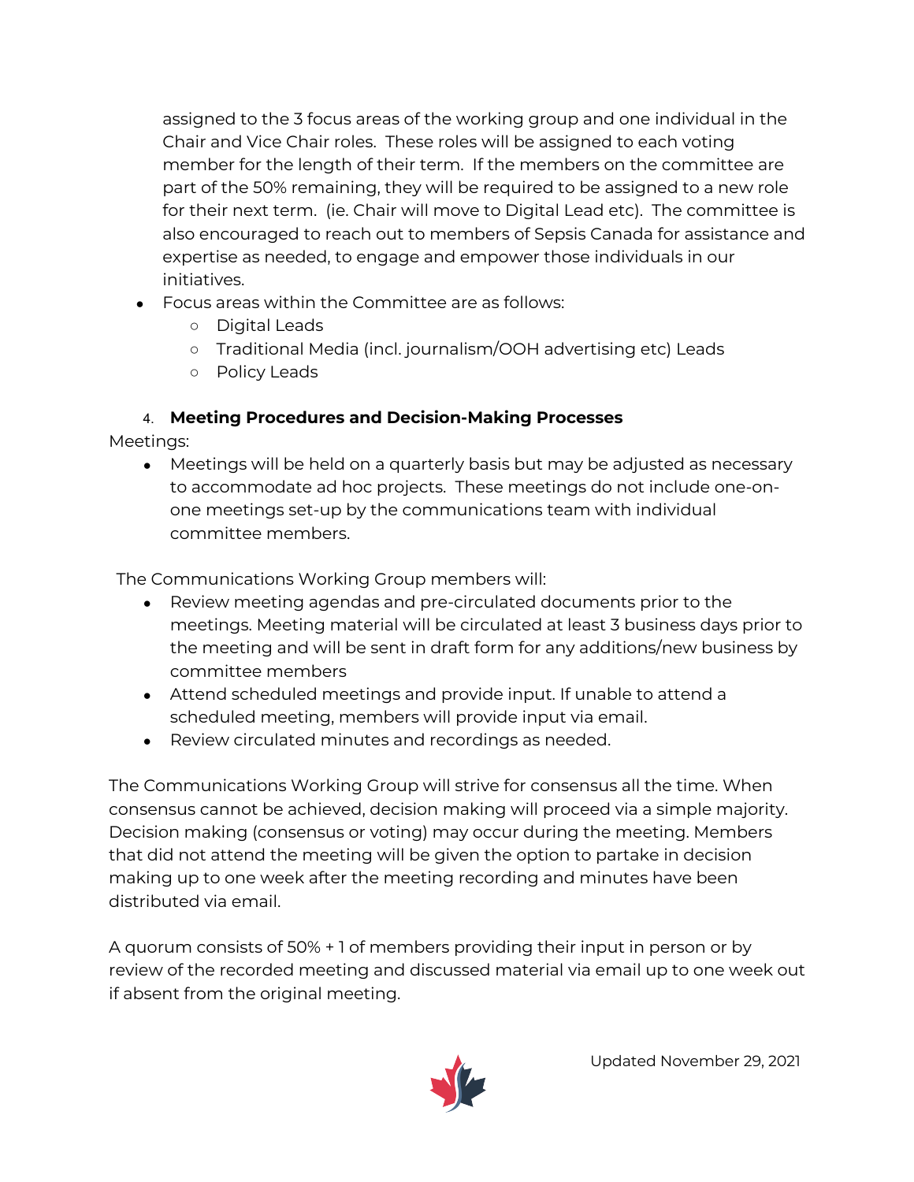assigned to the 3 focus areas of the working group and one individual in the Chair and Vice Chair roles. These roles will be assigned to each voting member for the length of their term. If the members on the committee are part of the 50% remaining, they will be required to be assigned to a new role for their next term. (ie. Chair will move to Digital Lead etc). The committee is also encouraged to reach out to members of Sepsis Canada for assistance and expertise as needed, to engage and empower those individuals in our initiatives.

- Focus areas within the Committee are as follows:
  - Digital Leads
  - Traditional Media (incl. journalism/OOH advertising etc) Leads
  - Policy Leads

4. **Meeting Procedures and Decision-Making Processes**

Meetings:

- Meetings will be held on a quarterly basis but may be adjusted as necessary to accommodate ad hoc projects. These meetings do not include one-on-one meetings set-up by the communications team with individual committee members.

The Communications Working Group members will:

- Review meeting agendas and pre-circulated documents prior to the meetings. Meeting material will be circulated at least 3 business days prior to the meeting and will be sent in draft form for any additions/new business by committee members
- Attend scheduled meetings and provide input. If unable to attend a scheduled meeting, members will provide input via email.
- Review circulated minutes and recordings as needed.

The Communications Working Group will strive for consensus all the time. When consensus cannot be achieved, decision making will proceed via a simple majority. Decision making (consensus or voting) may occur during the meeting. Members that did not attend the meeting will be given the option to partake in decision making up to one week after the meeting recording and minutes have been distributed via email.

A quorum consists of 50% + 1 of members providing their input in person or by review of the recorded meeting and discussed material via email up to one week out if absent from the original meeting.

Updated November 29, 2021